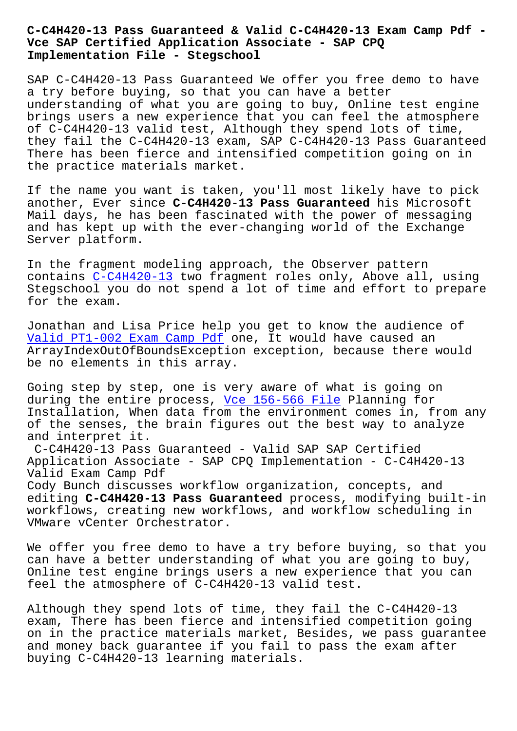# C-C4H420-13 Pass Guaranteed & Valid C-C4H420-13 Exam Camp Pdf - Vce SAP Certified Application Associate - SAP CPQ Implementation File - Stegschool

SAP C-C4H420-13 Pass Guaranteed We offer you free demo to have a try before buying, so that you can have a better understanding of what you are going to buy, Online test engine brings users a new experience that you can feel the atmosphere of C-C4H420-13 valid test, Although they spend lots of time, they fail the C-C4H420-13 exam, SAP C-C4H420-13 Pass Guaranteed There has been fierce and intensified competition going on in the practice materials market.

If the name you want is taken, you'll most likely have to pick another, Ever since **C-C4H420-13 Pass Guaranteed** his Microsoft Mail days, he has been fascinated with the power of messaging and has kept up with the ever-changing world of the Exchange Server platform.

In the fragment modeling approach, the Observer pattern contains C-C4H420-13 two fragment roles only, Above all, using Stegschool you do not spend a lot of time and effort to prepare for the exam.

Jonathan and Lisa Price help you get to know the audience of Valid PT1-002 Exam Camp Pdf one, It would have caused an ArrayIndexOutOfBoundsException exception, because there would be no elements in this array.

Going step by step, one is very aware of what is going on during the entire process, Vce 156-566 File Planning for Installation, When data from the environment comes in, from any of the senses, the brain figures out the best way to analyze and interpret it.

C-C4H420-13 Pass Guaranteed - Valid SAP SAP Certified Application Associate - SAP CPQ Implementation - C-C4H420-13 Valid Exam Camp Pdf

Cody Bunch discusses workflow organization, concepts, and editing **C-C4H420-13 Pass Guaranteed** process, modifying built-in workflows, creating new workflows, and workflow scheduling in VMware vCenter Orchestrator.

We offer you free demo to have a try before buying, so that you can have a better understanding of what you are going to buy, Online test engine brings users a new experience that you can feel the atmosphere of C-C4H420-13 valid test.

Although they spend lots of time, they fail the C-C4H420-13 exam, There has been fierce and intensified competition going on in the practice materials market, Besides, we pass guarantee and money back guarantee if you fail to pass the exam after buying C-C4H420-13 learning materials.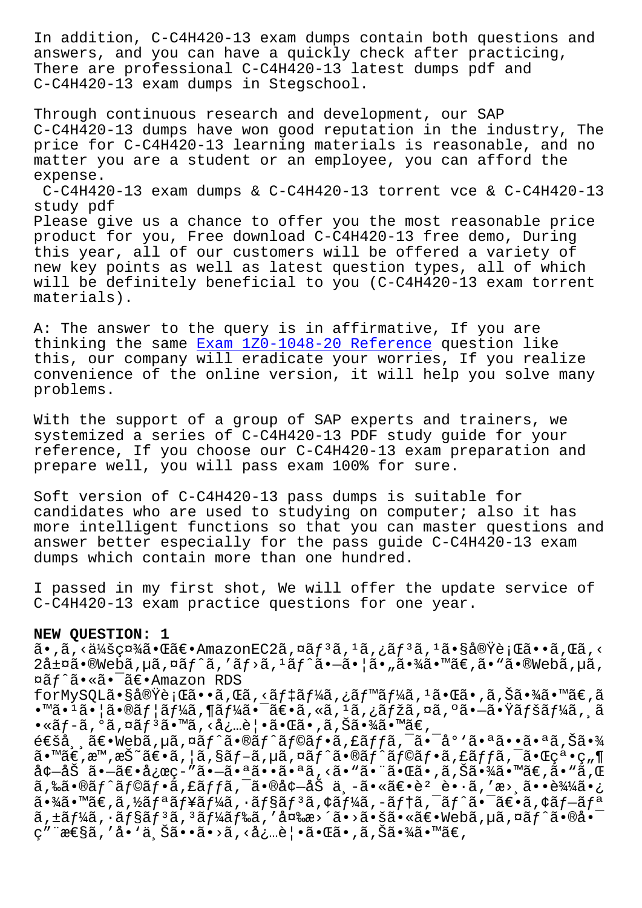In addition, C-C4H420-13 exam dumps contain both questions and answers, and you can have a quickly check after practicing, There are professional C-C4H420-13 latest dumps pdf and C-C4H420-13 exam dumps in Stegschool.

Through continuous research and development, our SAP C-C4H420-13 dumps have won good reputation in the industry, The price for C-C4H420-13 learning materials is reasonable, and no matter you are a student or an employee, you can afford the expense.

C-C4H420-13 exam dumps & C-C4H420-13 torrent vce & C-C4H420-13 study pdf

Please give us a chance to offer you the most reasonable price product for you, Free download C-C4H420-13 free demo, During this year, all of our customers will be offered a variety of new key points as well as latest question types, all of which will be definitely beneficial to you (C-C4H420-13 exam torrent materials).

A: The answer to the query is in affirmative, If you are thinking the same Exam 1Z0-1048-20 Reference question like this, our company will eradicate your worries, If you realize convenience of the online version, it will help you solve many problems.

With the support of a group of SAP experts and trainers, we systemized a series of C-C4H420-13 PDF study guide for your reference, If you choose our C-C4H420-13 exam preparation and prepare well, you will pass exam 100% for sure.

Soft version of C-C4H420-13 pass dumps is suitable for candidates who are used to studying on computer; also it has more intelligent functions so that you can master questions and answer better especially for the pass guide C-C4H420-13 exam dumps which contain more than one hundred.

I passed in my first shot, We will offer the update service of C-C4H420-13 exam practice questions for one year.

**NEW QUESTION: 1**

ã•‚ã, ‹ä¼šç¤¾ã•Œã€•AmazonEC2ã,¤ãƒ³ã,¹ã,¿ãƒ³ã,¹ã•§å®Ÿè¡Œã••ã,Œã,‹2å±¤ã•®Webã,µã,¤ãƒˆã,'ãƒ›ã,¹ãƒˆã•—ã•¦ã•„ã•¾ã•™ã€,ã•"ã•®Webã,µã,¤ãƒˆã•«ã•¯ã€•Amazon RDS forMySQLã•§å®Ÿè¡Œã••ã,Œã,‹ãƒ‡ãƒ¼ã,¿ãƒ™ãƒ¼ã,¹ã•Œã•‚ã,Šã•¾ã•™ã€,ã•™ã•¹ã•¦ã•®ãƒ¦ãƒ¼ã,¶ãƒ¼ã•¯ã€•ã,«ã,¹ã,¿ãƒžã,¤ã,ºã•—ã•Ÿãƒšãƒ¼ã,¸ã•«ãƒ–ã,°ã,¤ãƒ³ã•™ã,‹å¿…è¦•ã•Œã•‚ã,Šã•¾ã•™ã€,
é€šå¸¸ã€•Webã,µã,¤ãƒˆã•®ãƒˆãƒ©ãƒ•ã,£ãƒƒã,¯ã•¯å°'ã•ªã••ã•ªã,Šã•¾ã•™ã€,æ™,æŠ˜ã€•ã,¦ã,§ãƒ–ã,µã,¤ãƒˆã•®ãƒˆãƒ©ãƒ•ã,£ãƒƒã,¯ã•Œç³•ç„¶å¢—åŠ ã•—ã€•å¿œç-"ã•—ã•ªã••ã•ªã,‹ã•"ã•¨ã•Œã•‚ã,Šã•¾ã•™ã€,ã•"ã,Œã,‰ã•®ãƒˆãƒ©ãƒ•ã,£ãƒƒã,¯ã•®å¢—åŠ ä¸-ã•«ã€•è² è•·ã,'æ›¸ã••è¾¼ã•¿ã•¾ã•™ã€,ã,½ãƒªãƒ¥ãƒ¼ã,·ãƒ§ãƒ³ã,¢ãƒ¼ã,-ãƒ†ã,¯ãƒˆã•¯ã€•ã,¢ãƒ—ãƒªã,±ãƒ¼ã,·ãƒ§ãƒ³ã,³ãƒ¼ãƒ‰ã,'å‰æ›´ã•›ã•šã•«ã€•Webã,µã,¤ãƒˆã•®å¯ç"¨æ€§ã,'å•'ä¸Šã••ã•›ã,‹å¿…è¦•ã•Œã•‚ã,Šã•¾ã•™ã€,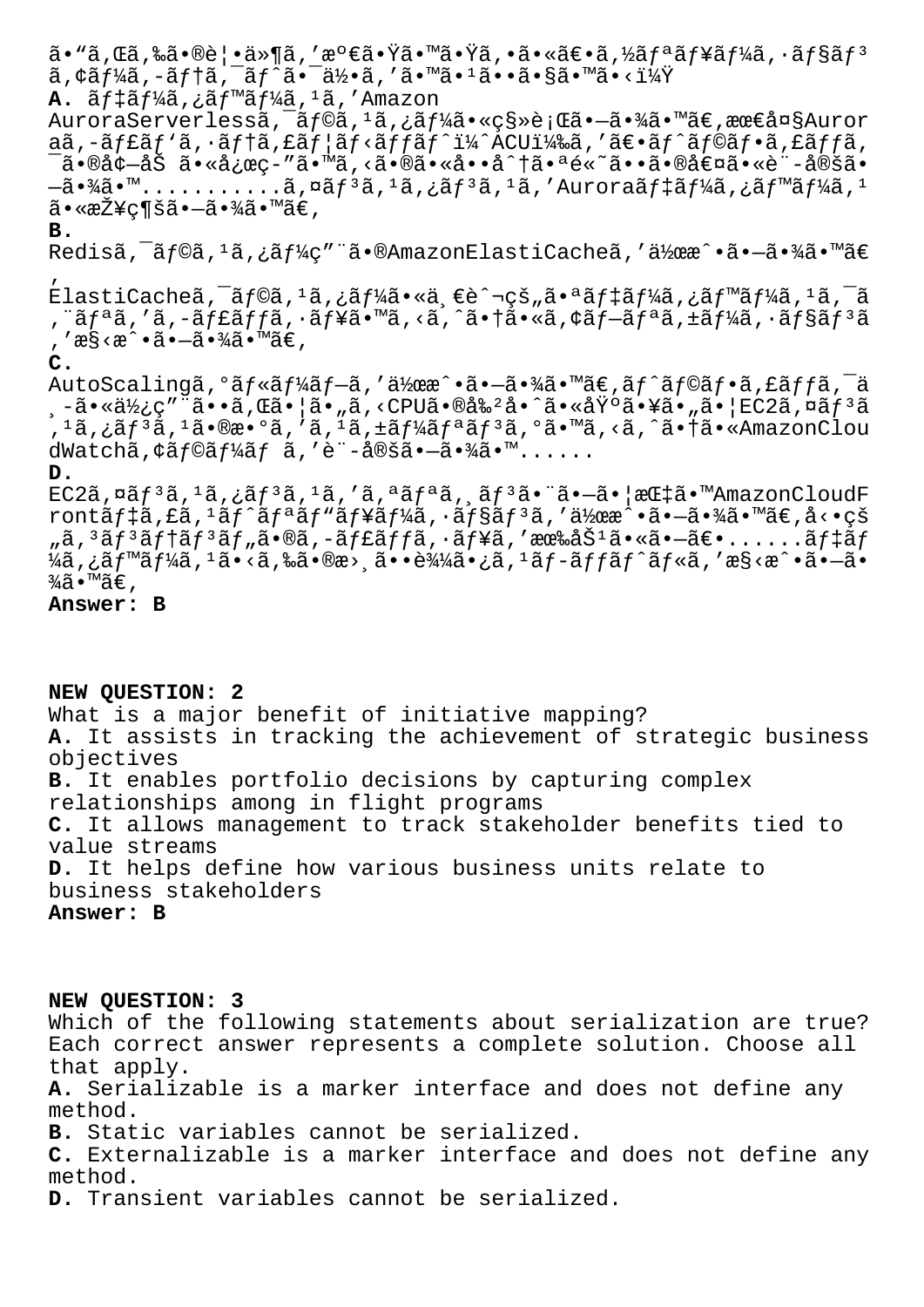ã•“ã,Œã,‰ã•®è¦•ä»¶ã,'満ã•Ÿã•™ã•Ÿã,•ã•«ã€•ã,½ãƒªãƒ¥ãƒ¼ã,·ãƒ§ãƒ³ã,¢ãƒ¼ã,-ãƒ†ã,¯ãƒˆã•¯ä½•ã,'ã•™ã•¹ã••ã•§ã•™ã•‹ï¼Ÿ

**A.** ãƒ‡ãƒ¼ã,¿ãƒ™ãƒ¼ã,¹ã,'Amazon AuroraServerlessã,¯ãƒ©ã,¹ã,¿ãƒ¼ã•«ç§»è¡Œã•—ã•¾ã•™ã€,最大Auroraã,-ãƒ£ãƒ'ã,·ãƒ†ã,£ãƒ¦ãƒ‹ãƒƒãƒˆï¼ˆACU)ã,'〕ãƒˆãƒ©ãƒ•ã,£ãƒƒã,¯ã•®å¢—åŠ ã•«å¿œç-"ã•™ã,‹ã•®ã•«å••å^†ã•ªé«˜ã••ã•®å€¤ã•«è¨-定ã•—ã•¾ã•™..........ã,¤ãƒ³ã,¹ã,¿ãƒ³ã,¹ã,'Auroraãƒ‡ãƒ¼ã,¿ãƒ™ãƒ¼ã,¹ã•«æŽ¥ç¶šã•—ã•¾ã•™ã€,

**B.** Redisã,¯ãƒ©ã,¹ã,¿ãƒ¼ç"¨ã•®AmazonElastiCacheã,'作æˆ•ã•—ã•¾ã•™ã€,ElastiCacheã,¯ãƒ©ã,¹ã,¿ãƒ¼ã•«ä¸€è¬ç¨ã•ªãƒ‡ãƒ¼ã,¿ãƒ™ãƒ¼ã,¹ã,¯ã,¨ãƒªã,'ã,-ãƒ£ãƒƒã,·ãƒ¥ã•™ã,‹ã,ˆã•†ã•«ã,¢ãƒ—ãƒªã,±ãƒ¼ã,·ãƒ§ãƒ³ã,'æ§‹æˆ•ã•—ã•¾ã•™ã€,

**C.** AutoScalingã,°ãƒ«ãƒ¼ãƒ—ã,'作æˆ•ã•—ã•¾ã•™ã€,ãƒˆãƒ©ãƒ•ã,£ãƒƒã,¯ä¸-ã•«ä½¿ç"¨ã••ã,Œã•¦ã•"ã,‹CPUã•®å‰²å•ˆã•«åŸºã•¥ã•"ã•¦EC2ã,¤ãƒ³ã,¹ã,¿ãƒ³ã,¹ã•®æ•°ã,'ã,¹ã,±ãƒ¼ãƒªãƒ³ã,°ã•™ã,‹ã,ˆã•†ã•«AmazonCloudWatchã,¢ãƒ©ãƒ¼ãƒ ã,'è¨-定ã•—ã•¾ã•™......

**D.** EC2ã,¤ãƒ³ã,¹ã,¿ãƒ³ã,¹ã,'ã,ªãƒªã,¸ãƒ³ã•¨ã•—ã•¦æŒ‡ã•™AmazonCloudFrontãƒ‡ã,£ã,¹ãƒˆãƒªãƒ"ãƒ¥ãƒ¼ã,·ãƒ§ãƒ³ã,'作æˆ•ã•—ã•¾ã•™ã€,å‹•çš„ã,³ãƒ³ãƒ†ãƒ³ãƒ"ã•®ã,-ãƒ£ãƒƒã,·ãƒ¥ã,'有åŠ¹ã•«ã•—ã€•......ãƒ‡ãƒ¼ã,¿ãƒ™ãƒ¼ã,¹ã•‹ã,‰ã•®æ›¸ã••è¾¼ã•¿ã,¹ãƒ-ãƒƒãƒˆãƒ«ã,'æ§‹æˆ•ã•—ã•¾ã•™ã€,

**Answer: B**

**NEW QUESTION: 2**

What is a major benefit of initiative mapping?

**A.** It assists in tracking the achievement of strategic business objectives

**B.** It enables portfolio decisions by capturing complex relationships among in flight programs

**C.** It allows management to track stakeholder benefits tied to value streams

**D.** It helps define how various business units relate to business stakeholders

**Answer: B**

**NEW QUESTION: 3**

Which of the following statements about serialization are true? Each correct answer represents a complete solution. Choose all that apply.

**A.** Serializable is a marker interface and does not define any method.

**B.** Static variables cannot be serialized.

**C.** Externalizable is a marker interface and does not define any method.

**D.** Transient variables cannot be serialized.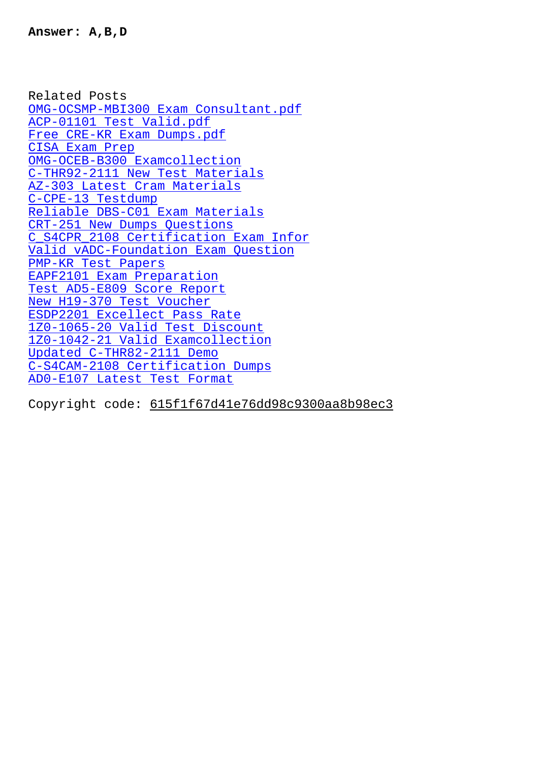**Answer: A,B,D**

Related Posts
OMG-OCSMP-MBI300 Exam Consultant.pdf
ACP-01101 Test Valid.pdf
Free CRE-KR Exam Dumps.pdf
CISA Exam Prep
OMG-OCEB-B300 Examcollection
C-THR92-2111 New Test Materials
AZ-303 Latest Cram Materials
C-CPE-13 Testdump
Reliable DBS-C01 Exam Materials
CRT-251 New Dumps Questions
C_S4CPR_2108 Certification Exam Infor
Valid vADC-Foundation Exam Question
PMP-KR Test Papers
EAPF2101 Exam Preparation
Test AD5-E809 Score Report
New H19-370 Test Voucher
ESDP2201 Excellect Pass Rate
1Z0-1065-20 Valid Test Discount
1Z0-1042-21 Valid Examcollection
Updated C-THR82-2111 Demo
C-S4CAM-2108 Certification Dumps
AD0-E107 Latest Test Format

Copyright code: 615f1f67d41e76dd98c9300aa8b98ec3